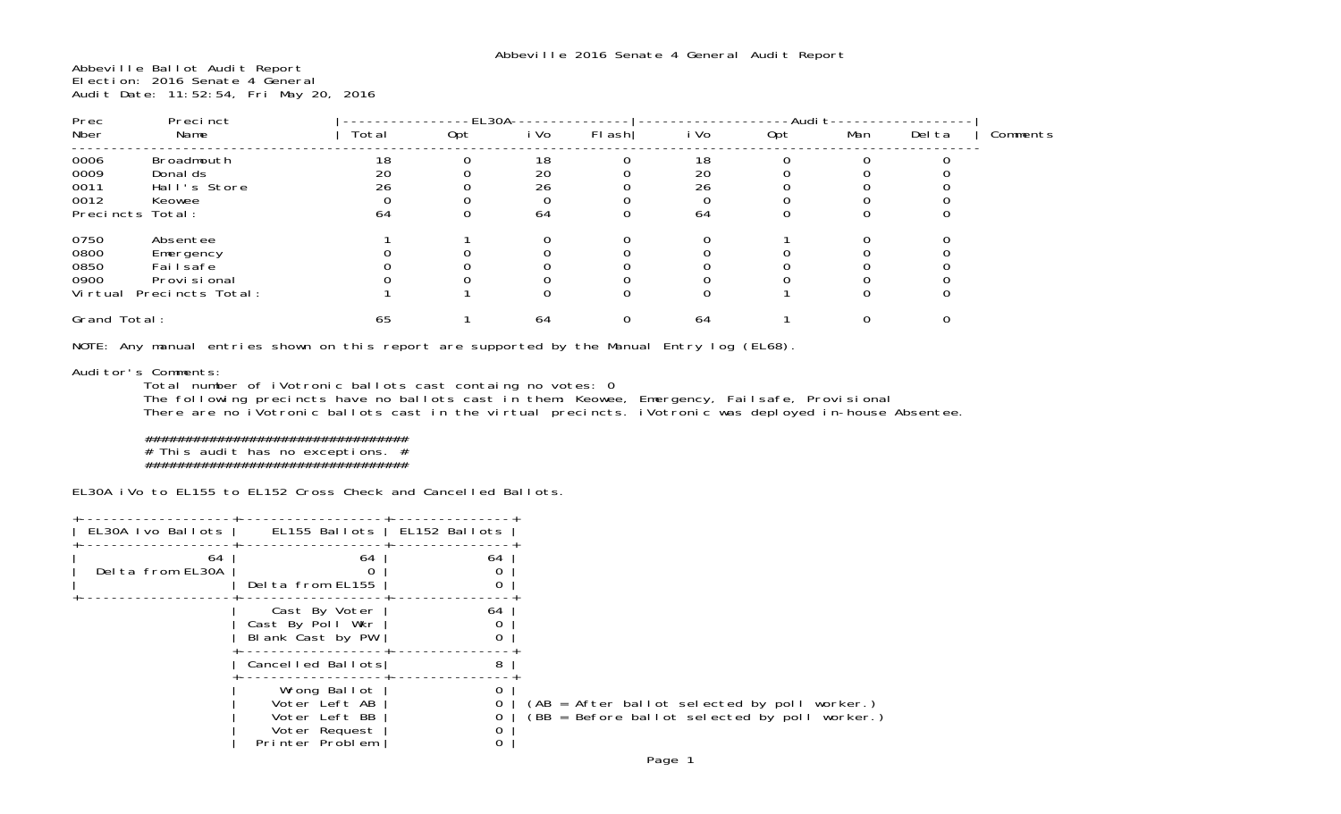# Abbeville 2016 Senate 4 General Audit Report

Abbeville Ballot Audit Report
Election: 2016 Senate 4 General
Audit Date: 11:52:54, Fri May 20, 2016

| Prec Nber | Precinct Name | EL30A Total | EL30A Opt | EL30A iVo | EL30A Flash | Audit iVo | Audit Opt | Audit Man | Audit Delta | Comments |
|---|---|---|---|---|---|---|---|---|---|---|
| 0006 | Broadmouth | 18 | 0 | 18 | 0 | 18 | 0 | 0 | 0 | |
| 0009 | Donalds | 20 | 0 | 20 | 0 | 20 | 0 | 0 | 0 | |
| 0011 | Hall's Store | 26 | 0 | 26 | 0 | 26 | 0 | 0 | 0 | |
| 0012 | Keowee | 0 | 0 | 0 | 0 | 0 | 0 | 0 | 0 | |
| Precincts Total: | | 64 | 0 | 64 | 0 | 64 | 0 | 0 | 0 | |
| 0750 | Absentee | 1 | 1 | 0 | 0 | 0 | 1 | 0 | 0 | |
| 0800 | Emergency | 0 | 0 | 0 | 0 | 0 | 0 | 0 | 0 | |
| 0850 | Failsafe | 0 | 0 | 0 | 0 | 0 | 0 | 0 | 0 | |
| 0900 | Provisional | 0 | 0 | 0 | 0 | 0 | 0 | 0 | 0 | |
| Virtual Precincts Total: | | 1 | 1 | 0 | 0 | 0 | 1 | 0 | 0 | |
| Grand Total: | | 65 | 1 | 64 | 0 | 64 | 1 | 0 | 0 | |

NOTE: Any manual entries shown on this report are supported by the Manual Entry log (EL68).

Auditor's Comments:

Total number of iVotronic ballots cast containg no votes: 0
The following precincts have no ballots cast in them: Keowee, Emergency, Failsafe, Provisional
There are no iVotronic ballots cast in the virtual precincts. iVotronic was deployed in-house Absentee.

```
##################################
# This audit has no exceptions.  #
##################################
```

EL30A iVo to EL155 to EL152 Cross Check and Cancelled Ballots.

| EL30A Ivo Ballots | EL155 Ballots | EL152 Ballots |
|---|---|---|
| 64 | 64 | 64 |
| Delta from EL30A | 0 | 0 |
| | Delta from EL155 | 0 |
| | Cast By Voter | 64 |
| | Cast By Poll Wkr | 0 |
| | Blank Cast by PW | 0 |
| | Cancelled Ballots | 8 |
| | Wrong Ballot | 0 |
| | Voter Left AB | 0 |
| | Voter Left BB | 0 |
| | Voter Request | 0 |
| | Printer Problem | 0 |

(AB = After ballot selected by poll worker.)
(BB = Before ballot selected by poll worker.)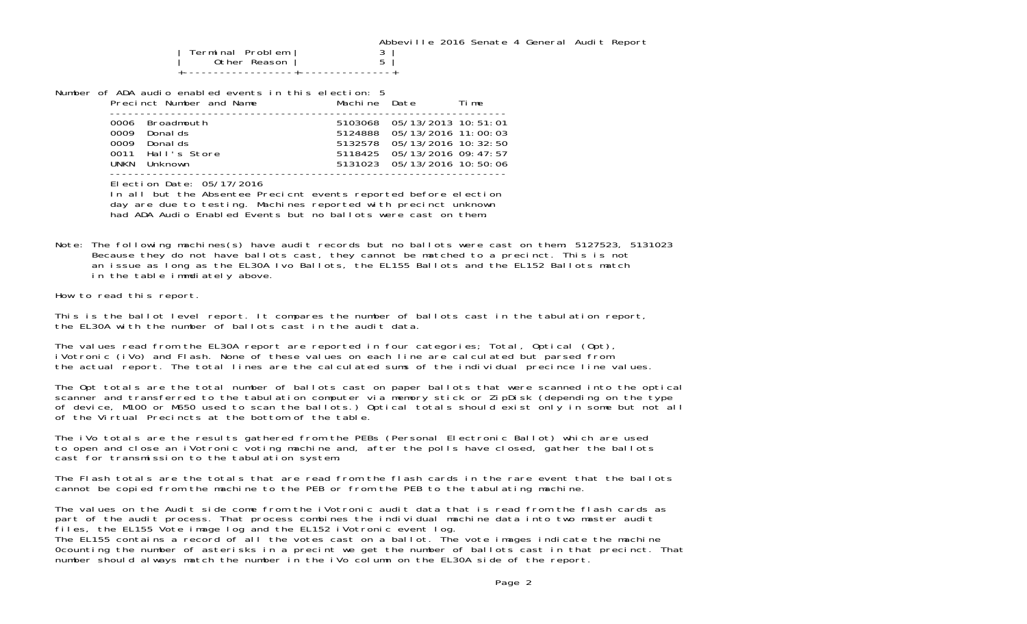Abbeville 2016 Senate 4 General Audit Report

| Terminal Problem | 3 |
|---|---|
| Other Reason | 5 |

Number of ADA audio enabled events in this election: 5

| Precinct Number and Name | Machine | Date | Time |
|---|---|---|---|
| 0006 Broadmouth | 5103068 | 05/13/2013 | 10:51:01 |
| 0009 Donalds | 5124888 | 05/13/2016 | 11:00:03 |
| 0009 Donalds | 5132578 | 05/13/2016 | 10:32:50 |
| 0011 Hall's Store | 5118425 | 05/13/2016 | 09:47:57 |
| UNKN Unknown | 5131023 | 05/13/2016 | 10:50:06 |

Election Date: 05/17/2016
In all but the Absentee Precicnt events reported before election day are due to testing. Machines reported with precinct unknown had ADA Audio Enabled Events but no ballots were cast on them.

Note: The following machines(s) have audit records but no ballots were cast on them: 5127523, 5131023
Because they do not have ballots cast, they cannot be matched to a precinct. This is not an issue as long as the EL30A Ivo Ballots, the EL155 Ballots and the EL152 Ballots match in the table immdiately above.

How to read this report.

This is the ballot level report. It compares the number of ballots cast in the tabulation report, the EL30A with the number of ballots cast in the audit data.

The values read from the EL30A report are reported in four categories; Total, Optical (Opt), iVotronic (iVo) and Flash. None of these values on each line are calculated but parsed from the actual report. The total lines are the calculated sums of the individual precince line values.

The Opt totals are the total number of ballots cast on paper ballots that were scanned into the optical scanner and transferred to the tabulation computer via memory stick or ZipDisk (depending on the type of device, M100 or M650 used to scan the ballots.) Optical totals should exist only in some but not all of the Virtual Precincts at the bottom of the table.

The iVo totals are the results gathered from the PEBs (Personal Electronic Ballot) which are used to open and close an iVotronic voting machine and, after the polls have closed, gather the ballots cast for transmission to the tabulation system.

The Flash totals are the totals that are read from the flash cards in the rare event that the ballots cannot be copied from the machine to the PEB or from the PEB to the tabulating machine.

The values on the Audit side come from the iVotronic audit data that is read from the flash cards as part of the audit process. That process combines the individual machine data into two master audit files, the EL155 Vote image log and the EL152 iVotronic event log.
The EL155 contains a record of all the votes cast on a ballot. The vote images indicate the machine 0counting the number of asterisks in a precint we get the number of ballots cast in that precinct. That number should always match the number in the iVo column on the EL30A side of the report.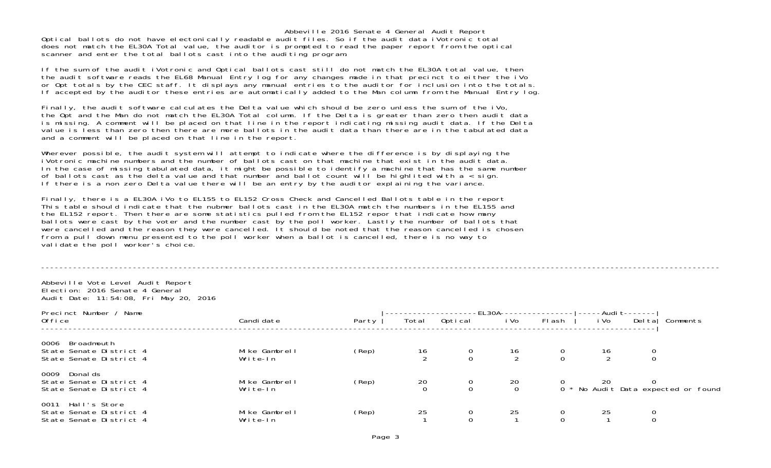# Abbeville 2016 Senate 4 General Audit Report

Optical ballots do not have electonically readable audit files. So if the audit data iVotronic total does not match the EL30A Total value, the auditor is prompted to read the paper report from the optical scanner and enter the total ballots cast into the auditing program.

If the sum of the audit iVotronic and Optical ballots cast still do not match the EL30A total value, then the audit software reads the EL68 Manual Entry log for any changes made in that precinct to either the iVo or Opt totals by the CEC staff. It displays any manual entries to the auditor for inclusion into the totals. If accepted by the auditor these entries are automatically added to the Man column from the Manual Entry log.

Finally, the audit software calculates the Delta value which should be zero unless the sum of the iVo, the Opt and the Man do not match the EL30A Total column. If the Delta is greater than zero then audit data is missing. A comment will be placed on that line in the report indicating missing audit data. If the Delta value is less than zero then there are more ballots in the audit data than there are in the tabulated data and a comment will be placed on that line in the report.

Wherever possible, the audit system will attempt to indicate where the difference is by displaying the iVotronic machine numbers and the number of ballots cast on that machine that exist in the audit data. In the case of missing tabulated data, it might be possible to identify a machine that has the same number of ballots cast as the delta value and that number and ballot count will be highlited with a < sign. If there is a non zero Delta value there will be an entry by the auditor explaining the variance.

Finally, there is a EL30A iVo to EL155 to EL152 Cross Check and Cancelled Ballots table in the report This table should indicate that the nubmer ballots cast in the EL30A match the numbers in the EL155 and the EL152 report. Then there are some statistics pulled from the EL152 repor that indicate how many ballots were cast by the voter and the number cast by the poll worker. Lastly the number of ballots that were cancelled and the reason they were cancelled. It should be noted that the reason cancelled is chosen from a pull down menu presented to the poll worker when a ballot is cancelled, there is no way to validate the poll worker's choice.

---

Abbeville Vote Level Audit Report
Election: 2016 Senate 4 General
Audit Date: 11:54:08, Fri May 20, 2016

| Precinct Number / Name<br>Office | Candidate | Party | EL30A Total | EL30A Optical | EL30A iVo | EL30A Flash | Audit iVo | Audit Delta | Comments |
|---|---|---|---|---|---|---|---|---|---|
| **0006 Broadmouth** | | | | | | | | | |
| State Senate District 4 | Mike Gambrell | (Rep) | 16 | 0 | 16 | 0 | 16 | 0 | |
| State Senate District 4 | Write-In | | 2 | 0 | 2 | 0 | 2 | 0 | |
| **0009 Donalds** | | | | | | | | | |
| State Senate District 4 | Mike Gambrell | (Rep) | 20 | 0 | 20 | 0 | 20 | 0 | |
| State Senate District 4 | Write-In | | 0 | 0 | 0 | 0 | | | * No Audit Data expected or found |
| **0011 Hall's Store** | | | | | | | | | |
| State Senate District 4 | Mike Gambrell | (Rep) | 25 | 0 | 25 | 0 | 25 | 0 | |
| State Senate District 4 | Write-In | | 1 | 0 | 1 | 0 | 1 | 0 | |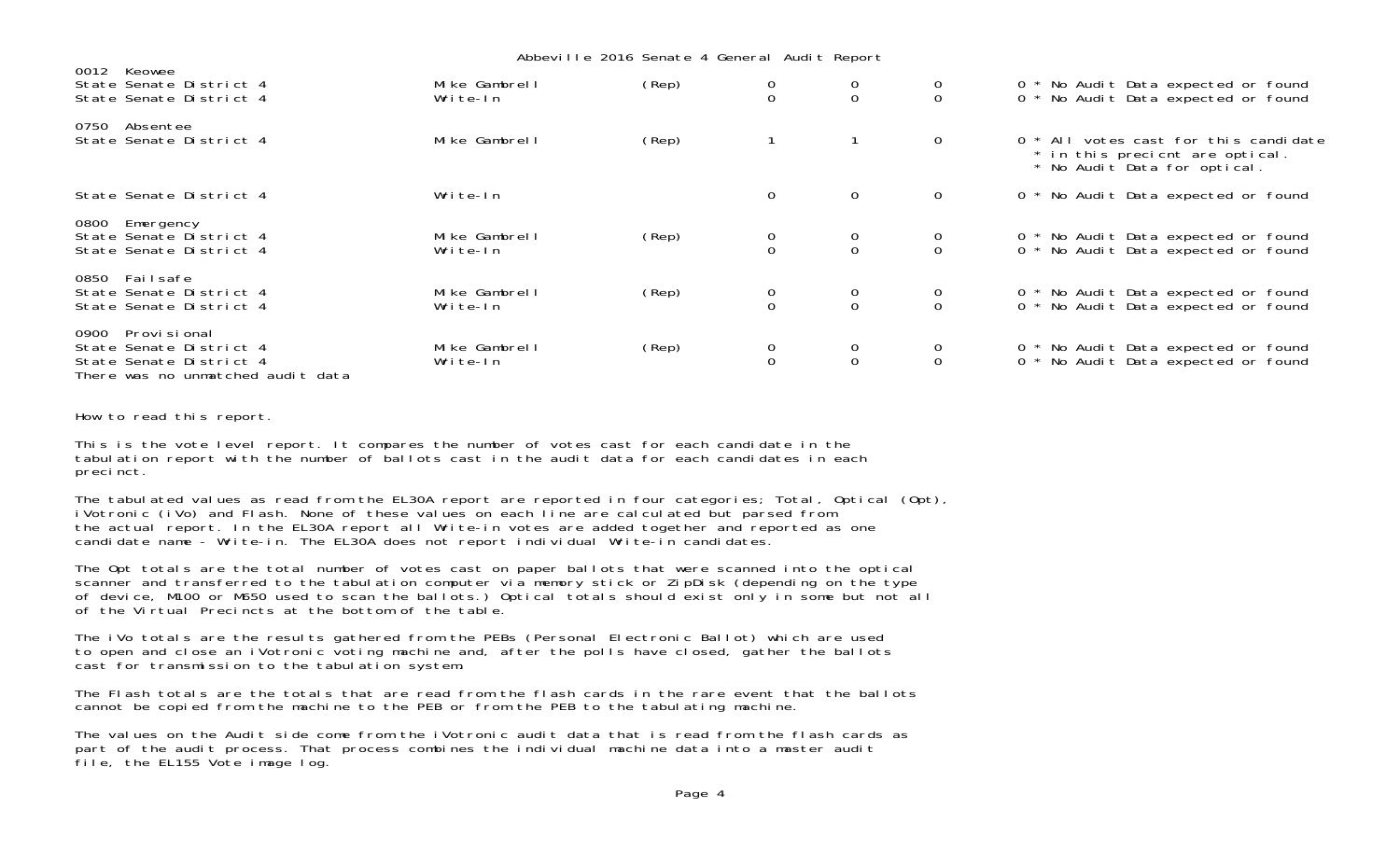Abbeville 2016 Senate 4 General Audit Report

| Precinct / Contest | Candidate | Party | | | | |
|---|---|---|---|---|---|---|
| **0012 Keowee** | | | | | | |
| State Senate District 4 | Mike Gambrell | (Rep) | 0 | 0 | 0 | 0 * No Audit Data expected or found |
| State Senate District 4 | Write-In | | 0 | 0 | 0 | 0 * No Audit Data expected or found |
| **0750 Absentee** | | | | | | |
| State Senate District 4 | Mike Gambrell | (Rep) | 1 | 1 | 0 | 0 * All votes cast for this candidate * in this precicnt are optical. * No Audit Data for optical. |
| State Senate District 4 | Write-In | | 0 | 0 | 0 | 0 * No Audit Data expected or found |
| **0800 Emergency** | | | | | | |
| State Senate District 4 | Mike Gambrell | (Rep) | 0 | 0 | 0 | 0 * No Audit Data expected or found |
| State Senate District 4 | Write-In | | 0 | 0 | 0 | 0 * No Audit Data expected or found |
| **0850 Failsafe** | | | | | | |
| State Senate District 4 | Mike Gambrell | (Rep) | 0 | 0 | 0 | 0 * No Audit Data expected or found |
| State Senate District 4 | Write-In | | 0 | 0 | 0 | 0 * No Audit Data expected or found |
| **0900 Provisional** | | | | | | |
| State Senate District 4 | Mike Gambrell | (Rep) | 0 | 0 | 0 | 0 * No Audit Data expected or found |
| State Senate District 4 | Write-In | | 0 | 0 | 0 | 0 * No Audit Data expected or found |

There was no unmatched audit data

How to read this report.

This is the vote level report. It compares the number of votes cast for each candidate in the tabulation report with the number of ballots cast in the audit data for each candidates in each precinct.

The tabulated values as read from the EL30A report are reported in four categories; Total, Optical (Opt), iVotronic (iVo) and Flash. None of these values on each line are calculated but parsed from the actual report. In the EL30A report all Write-in votes are added together and reported as one candidate name - Write-in. The EL30A does not report individual Write-in candidates.

The Opt totals are the total number of votes cast on paper ballots that were scanned into the optical scanner and transferred to the tabulation computer via memory stick or ZipDisk (depending on the type of device, M100 or M650 used to scan the ballots.) Optical totals should exist only in some but not all of the Virtual Precincts at the bottom of the table.

The iVo totals are the results gathered from the PEBs (Personal Electronic Ballot) which are used to open and close an iVotronic voting machine and, after the polls have closed, gather the ballots cast for transmission to the tabulation system.

The Flash totals are the totals that are read from the flash cards in the rare event that the ballots cannot be copied from the machine to the PEB or from the PEB to the tabulating machine.

The values on the Audit side come from the iVotronic audit data that is read from the flash cards as part of the audit process. That process combines the individual machine data into a master audit file, the EL155 Vote image log.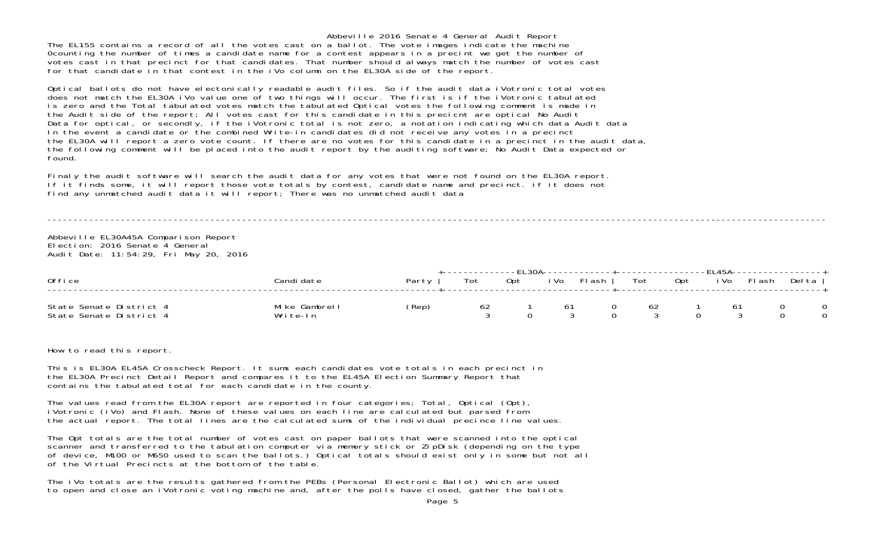Abbeville 2016 Senate 4 General Audit Report

The EL155 contains a record of all the votes cast on a ballot. The vote images indicate the machine 0counting the number of times a candidate name for a contest appears in a precint we get the number of votes cast in that precinct for that candidates. That number should always match the number of votes cast for that candidate in that contest in the iVo column on the EL30A side of the report.

Optical ballots do not have electonically readable audit files. So if the audit data iVotronic total votes does not match the EL30A iVo value one of two things will occur. The first is if the iVotronic tabulated is zero and the Total tabulated votes match the tabulated Optical votes the following comment is made in the Audit side of the report; All votes cast for this candidate in this precicnt are optical No Audit Data for optical, or secondly, if the iVotronic total is not zero, a notation indicating which data Audit data In the event a candidate or the combined Write-in candidates did not receive any votes in a precinct the EL30A will report a zero vote count. If there are no votes for this candidate in a precinct in the audit data, the following comment will be placed into the audit report by the auditing software; No Audit Data expected or found.

Finaly the audit software will search the audit data for any votes that were not found on the EL30A report. If it finds some, it will report those vote totals by contest, candidate name and precinct. if it does not find any unmatched audit data it will report; There was no unmatched audit data

---

Abbeville EL30A45A Comparison Report
Election: 2016 Senate 4 General
Audit Date: 11:54:29, Fri May 20, 2016

| Office | Candidate | Party | EL30A Tot | EL30A Opt | EL30A iVo | EL30A Flash | EL45A Tot | EL45A Opt | EL45A iVo | EL45A Flash | Delta |
|---|---|---|---|---|---|---|---|---|---|---|---|
| State Senate District 4 | Mike Gambrell | (Rep) | 62 | 1 | 61 | 0 | 62 | 1 | 61 | 0 | 0 |
| State Senate District 4 | Write-In | | 3 | 0 | 3 | 0 | 3 | 0 | 3 | 0 | 0 |

How to read this report.

This is EL30A EL45A Crosscheck Report. It sums each candidates vote totals in each precinct in the EL30A Precinct Detail Report and compares it to the EL45A Election Summary Report that contains the tabulated total for each candidate in the county.

The values read from the EL30A report are reported in four categories; Total, Optical (Opt), iVotronic (iVo) and Flash. None of these values on each line are calculated but parsed from the actual report. The total lines are the calculated sums of the individual precince line values.

The Opt totals are the total number of votes cast on paper ballots that were scanned into the optical scanner and transferred to the tabulation computer via memory stick or ZipDisk (depending on the type of device, M100 or M650 used to scan the ballots.) Optical totals should exist only in some but not all of the Virtual Precincts at the bottom of the table.

The iVo totals are the results gathered from the PEBs (Personal Electronic Ballot) which are used to open and close an iVotronic voting machine and, after the polls have closed, gather the ballots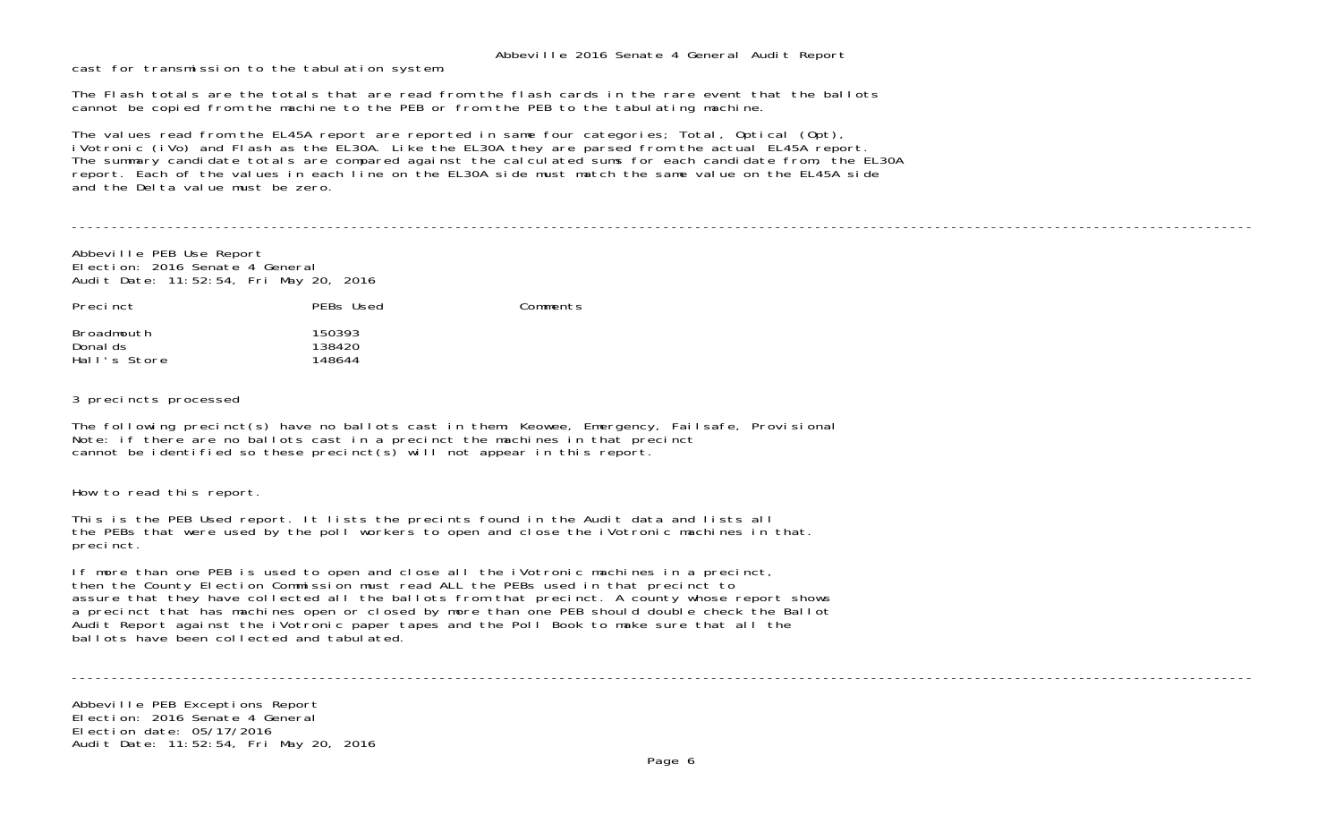cast for transmission to the tabulation system.

The Flash totals are the totals that are read from the flash cards in the rare event that the ballots cannot be copied from the machine to the PEB or from the PEB to the tabulating machine.

The values read from the EL45A report are reported in same four categories; Total, Optical (Opt), iVotronic (iVo) and Flash as the EL30A. Like the EL30A they are parsed from the actual EL45A report. The summary candidate totals are compared against the calculated sums for each candidate from, the EL30A report. Each of the values in each line on the EL30A side must match the same value on the EL45A side and the Delta value must be zero.

---

Abbeville PEB Use Report
Election: 2016 Senate 4 General
Audit Date: 11:52:54, Fri May 20, 2016

| Precinct | PEBs Used | Comments |
|---|---|---|
| Broadmouth | 150393 | |
| Donalds | 138420 | |
| Hall's Store | 148644 | |

3 precincts processed

The following precinct(s) have no ballots cast in them: Keowee, Emergency, Failsafe, Provisional
Note: if there are no ballots cast in a precinct the machines in that precinct cannot be identified so these precinct(s) will not appear in this report.

How to read this report.

This is the PEB Used report. It lists the precints found in the Audit data and lists all the PEBs that were used by the poll workers to open and close the iVotronic machines in that. precinct.

If more than one PEB is used to open and close all the iVotronic machines in a precinct, then the County Election Commission must read ALL the PEBs used in that precinct to assure that they have collected all the ballots from that precinct. A county whose report shows a precinct that has machines open or closed by more than one PEB should double check the Ballot Audit Report against the iVotronic paper tapes and the Poll Book to make sure that all the ballots have been collected and tabulated.

---

Abbeville PEB Exceptions Report
Election: 2016 Senate 4 General
Election date: 05/17/2016
Audit Date: 11:52:54, Fri May 20, 2016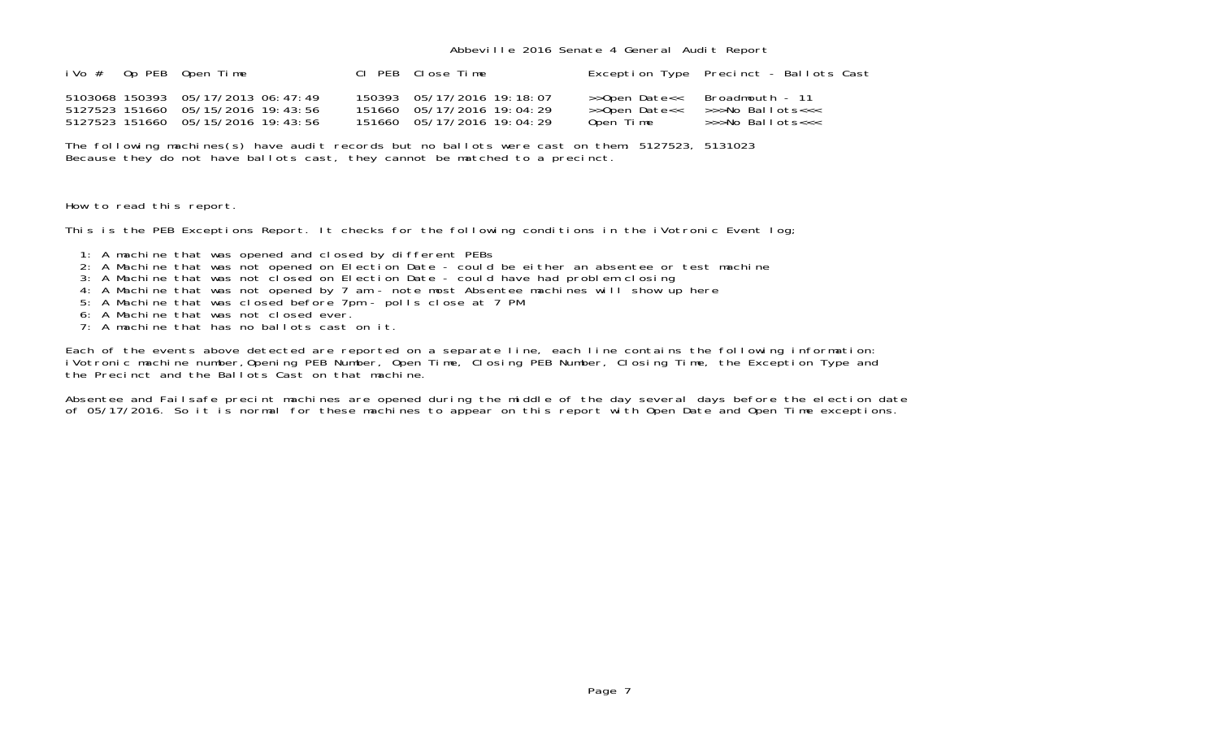Abbeville 2016 Senate 4 General Audit Report

| iVo # | Op PEB | Open Time | Cl PEB | Close Time | Exception Type | Precinct - Ballots Cast |
|---|---|---|---|---|---|---|
| 5103068 | 150393 | 05/17/2013 06:47:49 | 150393 | 05/17/2016 19:18:07 | >>Open Date<< | Broadmouth - 11 |
| 5127523 | 151660 | 05/15/2016 19:43:56 | 151660 | 05/17/2016 19:04:29 | >>Open Date<< | >>>No Ballots<<< |
| 5127523 | 151660 | 05/15/2016 19:43:56 | 151660 | 05/17/2016 19:04:29 | Open Time | >>>No Ballots<<< |

The following machines(s) have audit records but no ballots were cast on them: 5127523, 5131023
Because they do not have ballots cast, they cannot be matched to a precinct.

How to read this report.

This is the PEB Exceptions Report. It checks for the following conditions in the iVotronic Event log;

1: A machine that was opened and closed by different PEBs
2: A Machine that was not opened on Election Date - could be either an absentee or test machine
3: A Machine that was not closed on Election Date - could have had problem closing
4: A Machine that was not opened by 7 am - note most Absentee machines will show up here
5: A Machine that was closed before 7pm - polls close at 7 PM
6: A Machine that was not closed ever.
7: A machine that has no ballots cast on it.

Each of the events above detected are reported on a separate line, each line contains the following information:
iVotronic machine number,Opening PEB Number, Open Time, Closing PEB Number, Closing Time, the Exception Type and the Precinct and the Ballots Cast on that machine.

Absentee and Failsafe precint machines are opened during the middle of the day several days before the election date of 05/17/2016. So it is normal for these machines to appear on this report with Open Date and Open Time exceptions.